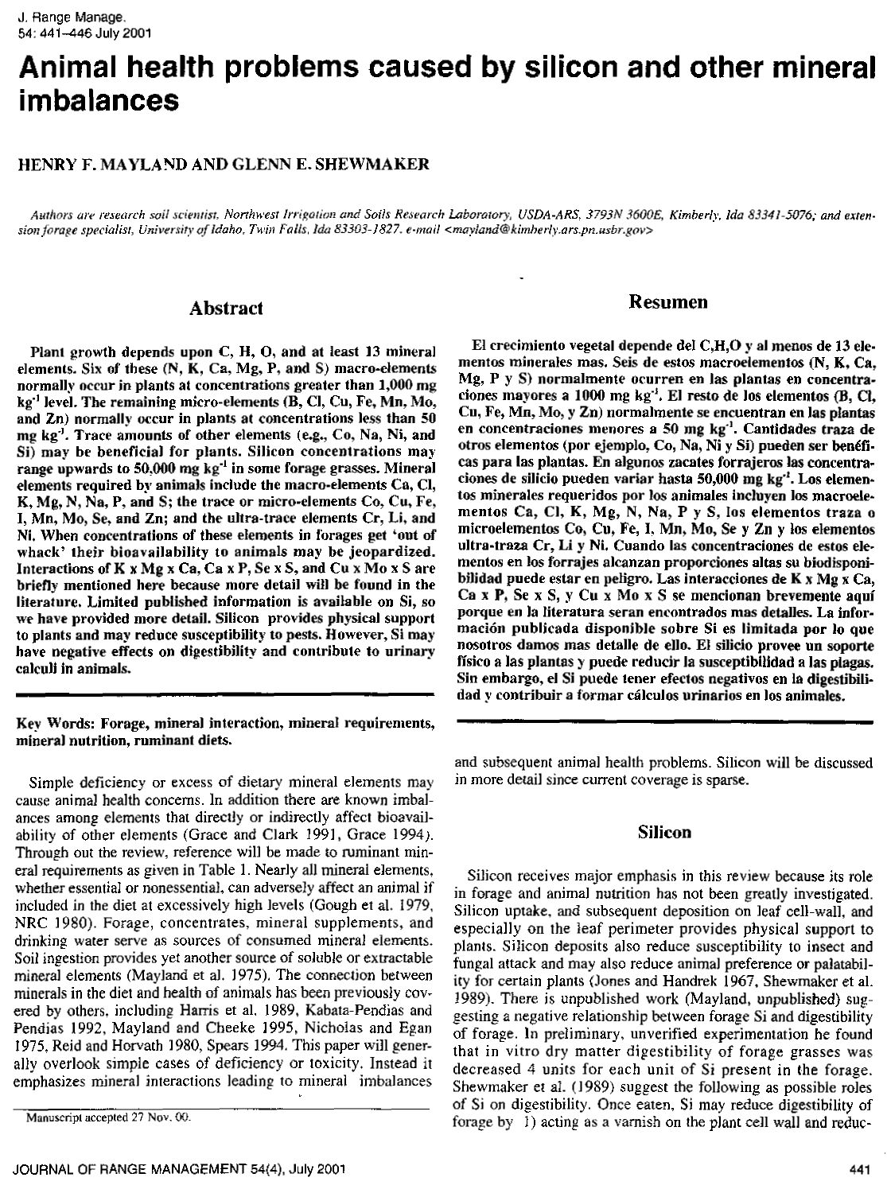# Animal health problems caused by silicon and other mineral imbalances

HENRY F. MAYLAND AND GLENN E. SHEWMAKER

*Authors are research soil scientist, Northwest Irrigation and Soils Research Laboratory, USDA-ARS, 3793N 3600E, Kimberly, Ida 83341-5076; and extension forage specialist, University of Idaho, Twin Falls, Ida 83303-1827. e-mail <mayland@kimberly.ars.pn.usbr.gov>*

## Abstract

**Plant growth depends upon C, H, O, and at least 13 mineral elements. Six of these (N, K, Ca, Mg, P, and S) macro-elements normally occur in plants at concentrations greater than 1,000 mg kg$^{-1}$ level. The remaining micro-elements (B, Cl, Cu, Fe, Mn, Mo, and Zn) normally occur in plants at concentrations less than 50 mg kg$^{-1}$. Trace amounts of other elements (e.g., Co, Na, Ni, and Si) may be beneficial for plants. Silicon concentrations may range upwards to 50,000 mg kg$^{-1}$ in some forage grasses. Mineral elements required by animals include the macro-elements Ca, Cl, K, Mg, N, Na, P, and S; the trace or micro-elements Co, Cu, Fe, I, Mn, Mo, Se, and Zn; and the ultra-trace elements Cr, Li, and Ni. When concentrations of these elements in forages get 'out of whack' their bioavailability to animals may be jeopardized. Interactions of K x Mg x Ca, Ca x P, Se x S, and Cu x Mo x S are briefly mentioned here because more detail will be found in the literature. Limited published information is available on Si, so we have provided more detail. Silicon provides physical support to plants and may reduce susceptibility to pests. However, Si may have negative effects on digestibility and contribute to urinary calculi in animals.**

## Resumen

**El crecimiento vegetal depende del C,H,O y al menos de 13 elementos minerales mas. Seis de estos macroelementos (N, K, Ca, Mg, P y S) normalmente ocurren en las plantas en concentraciones mayores a 1000 mg kg$^{-1}$. El resto de los elementos (B, Cl, Cu, Fe, Mn, Mo, y Zn) normalmente se encuentran en las plantas en concentraciones menores a 50 mg kg$^{-1}$. Cantidades traza de otros elementos (por ejemplo, Co, Na, Ni y Si) pueden ser benéficas para las plantas. En algunos zacates forrajeros las concentraciones de silicio pueden variar hasta 50,000 mg kg$^{-1}$. Los elementos minerales requeridos por los animales incluyen los macroelementos Ca, Cl, K, Mg, N, Na, P y S, los elementos traza o microelementos Co, Cu, Fe, I, Mn, Mo, Se y Zn y los elementos ultra-traza Cr, Li y Ni. Cuando las concentraciones de estos elementos en los forrajes alcanzan proporciones altas su biodisponibilidad puede estar en peligro. Las interacciones de K x Mg x Ca, Ca x P, Se x S, y Cu x Mo x S se mencionan brevemente aquí porque en la literatura seran encontrados mas detalles. La información publicada disponible sobre Si es limitada por lo que nosotros damos mas detalle de ello. El silicio provee un soporte físico a las plantas y puede reducir la susceptibilidad a las plagas. Sin embargo, el Si puede tener efectos negativos en la digestibilidad y contribuir a formar cálculos urinarios en los animales.**

**Key Words: Forage, mineral interaction, mineral requirements, mineral nutrition, ruminant diets.**

Simple deficiency or excess of dietary mineral elements may cause animal health concerns. In addition there are known imbalances among elements that directly or indirectly affect bioavailability of other elements (Grace and Clark 1991, Grace 1994). Through out the review, reference will be made to ruminant mineral requirements as given in Table 1. Nearly all mineral elements, whether essential or nonessential, can adversely affect an animal if included in the diet at excessively high levels (Gough et al. 1979, NRC 1980). Forage, concentrates, mineral supplements, and drinking water serve as sources of consumed mineral elements. Soil ingestion provides yet another source of soluble or extractable mineral elements (Mayland et al. 1975). The connection between minerals in the diet and health of animals has been previously covered by others, including Harris et al. 1989, Kabata-Pendias and Pendias 1992, Mayland and Cheeke 1995, Nicholas and Egan 1975, Reid and Horvath 1980, Spears 1994. This paper will generally overlook simple cases of deficiency or toxicity. Instead it emphasizes mineral interactions leading to mineral imbalances and subsequent animal health problems. Silicon will be discussed in more detail since current coverage is sparse.

Manuscript accepted 27 Nov. 00.

## Silicon

Silicon receives major emphasis in this review because its role in forage and animal nutrition has not been greatly investigated. Silicon uptake, and subsequent deposition on leaf cell-wall, and especially on the leaf perimeter provides physical support to plants. Silicon deposits also reduce susceptibility to insect and fungal attack and may also reduce animal preference or palatability for certain plants (Jones and Handrek 1967, Shewmaker et al. 1989). There is unpublished work (Mayland, unpublished) suggesting a negative relationship between forage Si and digestibility of forage. In preliminary, unverified experimentation he found that in vitro dry matter digestibility of forage grasses was decreased 4 units for each unit of Si present in the forage. Shewmaker et al. (1989) suggest the following as possible roles of Si on digestibility. Once eaten, Si may reduce digestibility of forage by 1) acting as a varnish on the plant cell wall and reduc-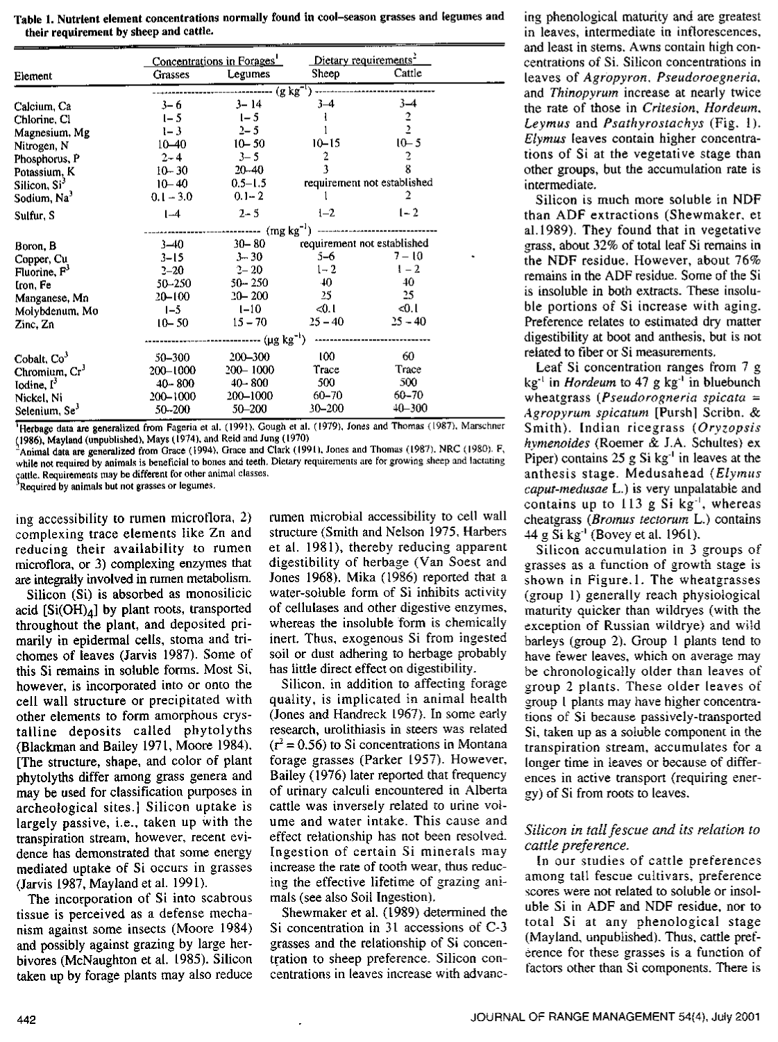**Table 1. Nutrient element concentrations normally found in cool-season grasses and legumes and their requirement by sheep and cattle.**

| Element | Concentrations in Forages[1] | | Dietary requirements[2] | |
|---|---|---|---|---|
| | Grasses | Legumes | Sheep | Cattle |
| | (g kg$^{-1}$) | | | |
| Calcium, Ca | 3–6 | 3–14 | 3–4 | 3–4 |
| Chlorine, Cl | 1–5 | 1–5 | 1 | 2 |
| Magnesium, Mg | 1–3 | 2–5 | 1 | 2 |
| Nitrogen, N | 10–40 | 10–50 | 10–15 | 10–5 |
| Phosphorus, P | 2–4 | 3–5 | 2 | 2 |
| Potassium, K | 10–30 | 20–40 | 3 | 8 |
| Silicon, Si[3] | 10–40 | 0.5–1.5 | requirement not established | |
| Sodium, Na[3] | 0.1–3.0 | 0.1–2 | 1 | 2 |
| Sulfur, S | 1–4 | 2–5 | 1–2 | 1–2 |
| | (mg kg$^{-1}$) | | | |
| Boron, B | 3–40 | 30–80 | requirement not established | |
| Copper, Cu | 3–15 | 3–30 | 5–6 | 7–10 |
| Fluorine, F[3] | 2–20 | 2–20 | 1–2 | 1–2 |
| Iron, Fe | 50–250 | 50–250 | 40 | 40 |
| Manganese, Mn | 20–100 | 20–200 | 25 | 25 |
| Molybdenum, Mo | 1–5 | 1–10 | <0.1 | <0.1 |
| Zinc, Zn | 10–50 | 15–70 | 25–40 | 25–40 |
| | (μg kg$^{-1}$) | | | |
| Cobalt, Co[3] | 50–300 | 200–300 | 100 | 60 |
| Chromium, Cr[3] | 200–1000 | 200–1000 | Trace | Trace |
| Iodine, I[3] | 40–800 | 40–800 | 500 | 500 |
| Nickel, Ni | 200–1000 | 200–1000 | 60–70 | 60–70 |
| Selenium, Se[3] | 50–200 | 50–200 | 30–200 | 40–300 |

[1]Herbage data are generalized from Fageria et al. (1991), Gough et al. (1979), Jones and Thomas (1987), Marschner (1986), Mayland (unpublished), Mays (1974), and Reid and Jung (1970)

[2]Animal data are generalized from Grace (1994), Grace and Clark (1991), Jones and Thomas (1987), NRC (1980). F, while not required by animals is beneficial to bones and teeth. Dietary requirements are for growing sheep and lactating cattle. Requirements may be different for other animal classes.

[3]Required by animals but not grasses or legumes.

ing accessibility to rumen microflora, 2) complexing trace elements like Zn and reducing their availability to rumen microflora, or 3) complexing enzymes that are integrally involved in rumen metabolism.

Silicon (Si) is absorbed as monosilicic acid [$Si(OH)_4$] by plant roots, transported throughout the plant, and deposited primarily in epidermal cells, stoma and trichomes of leaves (Jarvis 1987). Some of this Si remains in soluble forms. Most Si, however, is incorporated into or onto the cell wall structure or precipitated with other elements to form amorphous crystalline deposits called phytolyths (Blackman and Bailey 1971, Moore 1984). [The structure, shape, and color of plant phytolyths differ among grass genera and may be used for classification purposes in archeological sites.] Silicon uptake is largely passive, i.e., taken up with the transpiration stream, however, recent evidence has demonstrated that some energy mediated uptake of Si occurs in grasses (Jarvis 1987, Mayland et al. 1991).

The incorporation of Si into scabrous tissue is perceived as a defense mechanism against some insects (Moore 1984) and possibly against grazing by large herbivores (McNaughton et al. 1985). Silicon taken up by forage plants may also reduce rumen microbial accessibility to cell wall structure (Smith and Nelson 1975, Harbers et al. 1981), thereby reducing apparent digestibility of herbage (Van Soest and Jones 1968). Mika (1986) reported that a water-soluble form of Si inhibits activity of cellulases and other digestive enzymes, whereas the insoluble form is chemically inert. Thus, exogenous Si from ingested soil or dust adhering to herbage probably has little direct effect on digestibility.

Silicon, in addition to affecting forage quality, is implicated in animal health (Jones and Handreck 1967). In some early research, urolithiasis in steers was related ($r^2 = 0.56$) to Si concentrations in Montana forage grasses (Parker 1957). However, Bailey (1976) later reported that frequency of urinary calculi encountered in Alberta cattle was inversely related to urine volume and water intake. This cause and effect relationship has not been resolved. Ingestion of certain Si minerals may increase the rate of tooth wear, thus reducing the effective lifetime of grazing animals (see also Soil Ingestion).

Shewmaker et al. (1989) determined the Si concentration in 31 accessions of C-3 grasses and the relationship of Si concentration to sheep preference. Silicon concentrations in leaves increase with advancing phenological maturity and are greatest in leaves, intermediate in inflorescences, and least in stems. Awns contain high concentrations of Si. Silicon concentrations in leaves of *Agropyron*, *Pseudoroegneria*, and *Thinopyrum* increase at nearly twice the rate of those in *Critesion*, *Hordeum*, *Leymus* and *Psathyrostachys* (Fig. 1). *Elymus* leaves contain higher concentrations of Si at the vegetative stage than other groups, but the accumulation rate is intermediate.

Silicon is much more soluble in NDF than ADF extractions (Shewmaker, et al.1989). They found that in vegetative grass, about 32% of total leaf Si remains in the NDF residue. However, about 76% remains in the ADF residue. Some of the Si is insoluble in both extracts. These insoluble portions of Si increase with aging. Preference relates to estimated dry matter digestibility at boot and anthesis, but is not related to fiber or Si measurements.

Leaf Si concentration ranges from 7 g kg$^{-1}$ in *Hordeum* to 47 g kg$^{-1}$ in bluebunch wheatgrass (*Pseudorogneria spicata* = *Agropyrum spicatum* [Pursh] Scribn. & Smith). Indian ricegrass (*Oryzopsis hymenoides* (Roemer & J.A. Schultes) ex Piper) contains 25 g Si kg$^{-1}$ in leaves at the anthesis stage. Medusahead (*Elymus caput-medusae* L.) is very unpalatable and contains up to 113 g Si kg$^{-1}$, whereas cheatgrass (*Bromus tectorum* L.) contains 44 g Si kg$^{-1}$ (Bovey et al. 1961).

Silicon accumulation in 3 groups of grasses as a function of growth stage is shown in Figure.1. The wheatgrasses (group 1) generally reach physiological maturity quicker than wildryes (with the exception of Russian wildrye) and wild barleys (group 2). Group 1 plants tend to have fewer leaves, which on average may be chronologically older than leaves of group 2 plants. These older leaves of group 1 plants may have higher concentrations of Si because passively-transported Si, taken up as a soluble component in the transpiration stream, accumulates for a longer time in leaves or because of differences in active transport (requiring energy) of Si from roots to leaves.

### *Silicon in tall fescue and its relation to cattle preference.*

In our studies of cattle preferences among tall fescue cultivars, preference scores were not related to soluble or insoluble Si in ADF and NDF residue, nor to total Si at any phenological stage (Mayland, unpublished). Thus, cattle preference for these grasses is a function of factors other than Si components. There is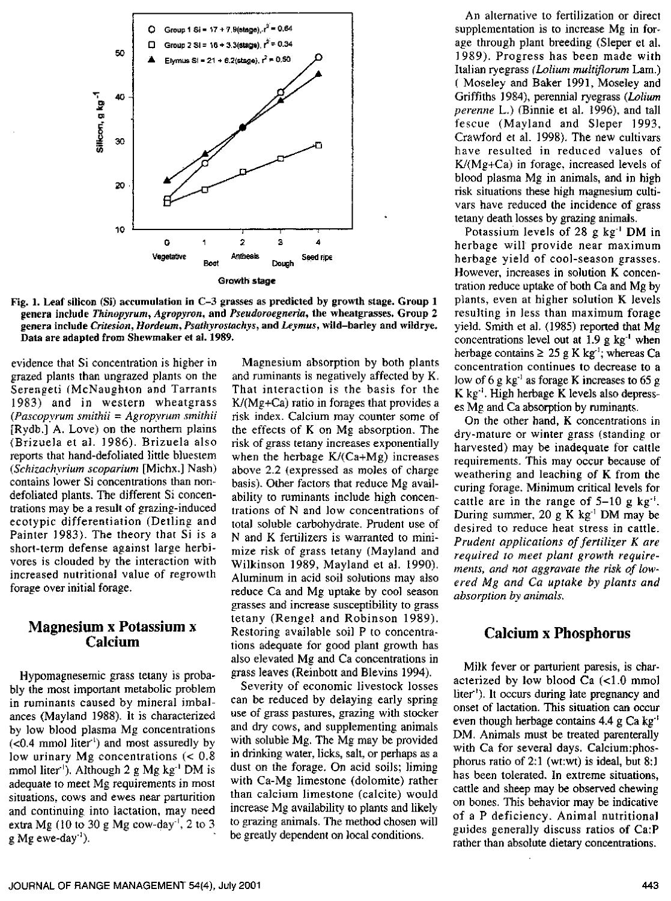Fig. 1. Leaf silicon (Si) accumulation in C-3 grasses as predicted by growth stage. Group 1 genera include *Thinopyrum*, *Agropyron*, and *Pseudoroegneria*, the wheatgrasses. Group 2 genera include *Critesion*, *Hordeum*, *Psathyrostachys*, and *Leymus*, wild-barley and wildrye. Data are adapted from Shewmaker et al. 1989.

evidence that Si concentration is higher in grazed plants than ungrazed plants on the Serengeti (McNaughton and Tarrants 1983) and in western wheatgrass (*Pascopyrum smithii* = *Agropyrum smithii* [Rydb.] A. Love) on the northern plains (Brizuela et al. 1986). Brizuela also reports that hand-defoliated little bluestem (*Schizachyrium scoparium* [Michx.] Nash) contains lower Si concentrations than non-defoliated plants. The different Si concentrations may be a result of grazing-induced ecotypic differentiation (Detling and Painter 1983). The theory that Si is a short-term defense against large herbivores is clouded by the interaction with increased nutritional value of regrowth forage over initial forage.

## Magnesium x Potassium x Calcium

Hypomagnesemic grass tetany is probably the most important metabolic problem in ruminants caused by mineral imbalances (Mayland 1988). It is characterized by low blood plasma Mg concentrations (<0.4 mmol liter$^{-1}$) and most assuredly by low urinary Mg concentrations (< 0.8 mmol liter$^{-1}$). Although 2 g Mg kg$^{-1}$ DM is adequate to meet Mg requirements in most situations, cows and ewes near parturition and continuing into lactation, may need extra Mg (10 to 30 g Mg cow-day$^{-1}$, 2 to 3 g Mg ewe-day$^{-1}$).

Magnesium absorption by both plants and ruminants is negatively affected by K. That interaction is the basis for the K/(Mg+Ca) ratio in forages that provides a risk index. Calcium may counter some of the effects of K on Mg absorption. The risk of grass tetany increases exponentially when the herbage K/(Ca+Mg) increases above 2.2 (expressed as moles of charge basis). Other factors that reduce Mg availability to ruminants include high concentrations of N and low concentrations of total soluble carbohydrate. Prudent use of N and K fertilizers is warranted to minimize risk of grass tetany (Mayland and Wilkinson 1989, Mayland et al. 1990). Aluminum in acid soil solutions may also reduce Ca and Mg uptake by cool season grasses and increase susceptibility to grass tetany (Rengel and Robinson 1989). Restoring available soil P to concentrations adequate for good plant growth has also elevated Mg and Ca concentrations in grass leaves (Reinbott and Blevins 1994).

Severity of economic livestock losses can be reduced by delaying early spring use of grass pastures, grazing with stocker and dry cows, and supplementing animals with soluble Mg. The Mg may be provided in drinking water, licks, salt, or perhaps as a dust on the forage. On acid soils; liming with Ca-Mg limestone (dolomite) rather than calcium limestone (calcite) would increase Mg availability to plants and likely to grazing animals. The method chosen will be greatly dependent on local conditions.

An alternative to fertilization or direct supplementation is to increase Mg in forage through plant breeding (Sleper et al. 1989). Progress has been made with Italian ryegrass (*Lolium multiflorum* Lam.) (Moseley and Baker 1991, Moseley and Griffiths 1984), perennial ryegrass (*Lolium perenne* L.) (Binnie et al. 1996), and tall fescue (Mayland and Sleper 1993, Crawford et al. 1998). The new cultivars have resulted in reduced values of K/(Mg+Ca) in forage, increased levels of blood plasma Mg in animals, and in high risk situations these high magnesium cultivars have reduced the incidence of grass tetany death losses by grazing animals.

Potassium levels of 28 g kg$^{-1}$ DM in herbage will provide near maximum herbage yield of cool-season grasses. However, increases in solution K concentration reduce uptake of both Ca and Mg by plants, even at higher solution K levels resulting in less than maximum forage yield. Smith et al. (1985) reported that Mg concentrations level out at 1.9 g kg$^{-1}$ when herbage contains ≥ 25 g K kg$^{-1}$; whereas Ca concentration continues to decrease to a low of 6 g kg$^{-1}$ as forage K increases to 65 g K kg$^{-1}$. High herbage K levels also depresses Mg and Ca absorption by ruminants.

On the other hand, K concentrations in dry-mature or winter grass (standing or harvested) may be inadequate for cattle requirements. This may occur because of weathering and leaching of K from the curing forage. Minimum critical levels for cattle are in the range of 5–10 g kg$^{-1}$. During summer, 20 g K kg$^{-1}$ DM may be desired to reduce heat stress in cattle. *Prudent applications of fertilizer K are required to meet plant growth requirements, and not aggravate the risk of lowered Mg and Ca uptake by plants and absorption by animals.*

## Calcium x Phosphorus

Milk fever or parturient paresis, is characterized by low blood Ca (<1.0 mmol liter$^{-1}$). It occurs during late pregnancy and onset of lactation. This situation can occur even though herbage contains 4.4 g Ca kg$^{-1}$ DM. Animals must be treated parenterally with Ca for several days. Calcium:phosphorus ratio of 2:1 (wt:wt) is ideal, but 8:1 has been tolerated. In extreme situations, cattle and sheep may be observed chewing on bones. This behavior may be indicative of a P deficiency. Animal nutritional guides generally discuss ratios of Ca:P rather than absolute dietary concentrations.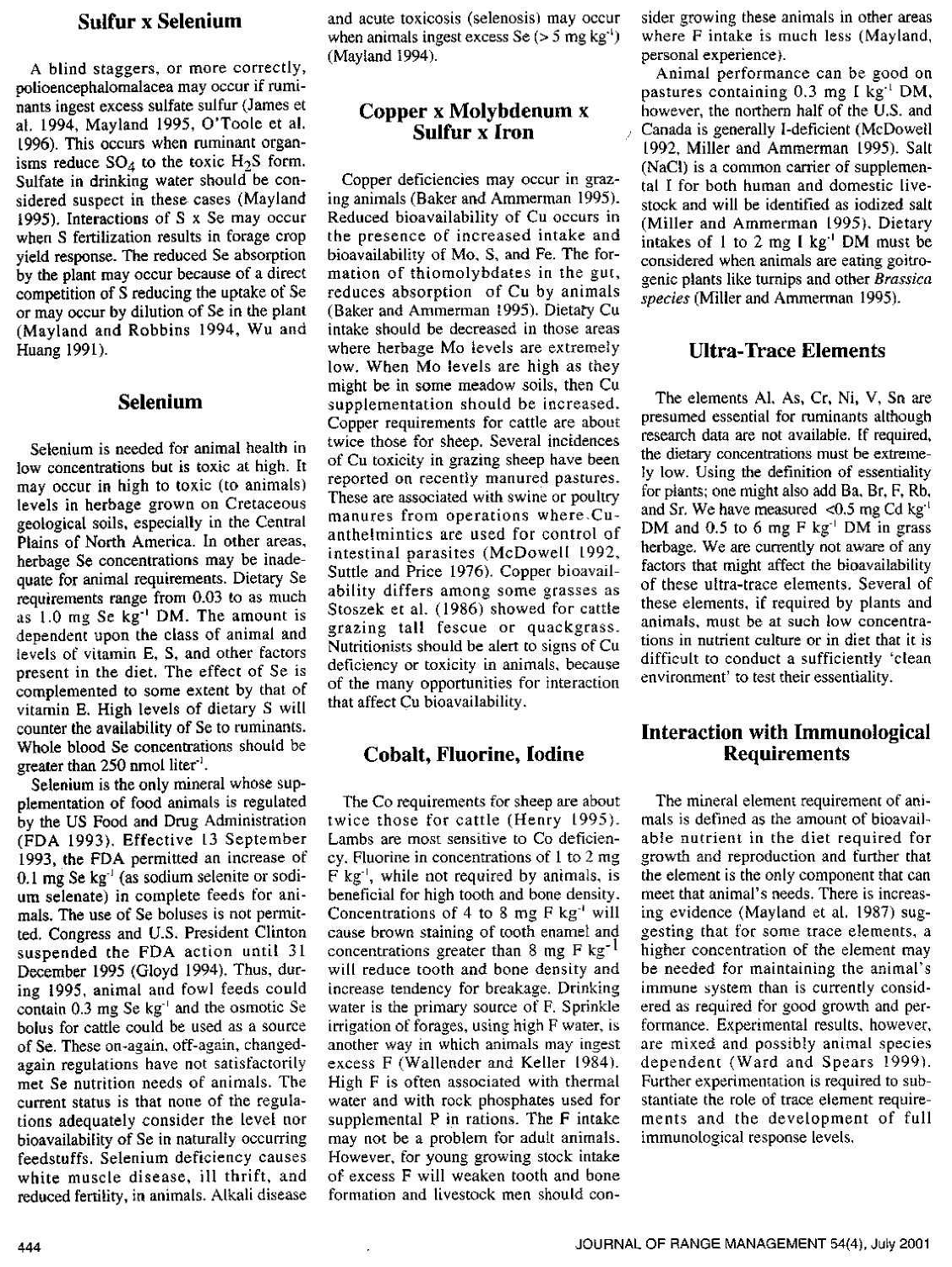## Sulfur x Selenium

A blind staggers, or more correctly, polioencephalomalacea may occur if ruminants ingest excess sulfate sulfur (James et al. 1994, Mayland 1995, O'Toole et al. 1996). This occurs when ruminant organisms reduce $SO_4$ to the toxic $H_2S$ form. Sulfate in drinking water should be considered suspect in these cases (Mayland 1995). Interactions of S x Se may occur when S fertilization results in forage crop yield response. The reduced Se absorption by the plant may occur because of a direct competition of S reducing the uptake of Se or may occur by dilution of Se in the plant (Mayland and Robbins 1994, Wu and Huang 1991).

## Selenium

Selenium is needed for animal health in low concentrations but is toxic at high. It may occur in high to toxic (to animals) levels in herbage grown on Cretaceous geological soils, especially in the Central Plains of North America. In other areas, herbage Se concentrations may be inadequate for animal requirements. Dietary Se requirements range from 0.03 to as much as 1.0 mg Se $kg^{-1}$ DM. The amount is dependent upon the class of animal and levels of vitamin E, S, and other factors present in the diet. The effect of Se is complemented to some extent by that of vitamin E. High levels of dietary S will counter the availability of Se to ruminants. Whole blood Se concentrations should be greater than 250 nmol $liter^{-1}$.

Selenium is the only mineral whose supplementation of food animals is regulated by the US Food and Drug Administration (FDA 1993). Effective 13 September 1993, the FDA permitted an increase of 0.1 mg Se $kg^{-1}$ (as sodium selenite or sodium selenate) in complete feeds for animals. The use of Se boluses is not permitted. Congress and U.S. President Clinton suspended the FDA action until 31 December 1995 (Gloyd 1994). Thus, during 1995, animal and fowl feeds could contain 0.3 mg Se $kg^{-1}$ and the osmotic Se bolus for cattle could be used as a source of Se. These on-again, off-again, changed-again regulations have not satisfactorily met Se nutrition needs of animals. The current status is that none of the regulations adequately consider the level nor bioavailability of Se in naturally occurring feedstuffs. Selenium deficiency causes white muscle disease, ill thrift, and reduced fertility, in animals. Alkali disease and acute toxicosis (selenosis) may occur when animals ingest excess Se (> 5 mg $kg^{-1}$) (Mayland 1994).

## Copper x Molybdenum x Sulfur x Iron

Copper deficiencies may occur in grazing animals (Baker and Ammerman 1995). Reduced bioavailability of Cu occurs in the presence of increased intake and bioavailability of Mo, S, and Fe. The formation of thiomolybdates in the gut, reduces absorption of Cu by animals (Baker and Ammerman 1995). Dietary Cu intake should be decreased in those areas where herbage Mo levels are extremely low. When Mo levels are high as they might be in some meadow soils, then Cu supplementation should be increased. Copper requirements for cattle are about twice those for sheep. Several incidences of Cu toxicity in grazing sheep have been reported on recently manured pastures. These are associated with swine or poultry manures from operations where Cu-anthelmintics are used for control of intestinal parasites (McDowell 1992, Suttle and Price 1976). Copper bioavailability differs among some grasses as Stoszek et al. (1986) showed for cattle grazing tall fescue or quackgrass. Nutritionists should be alert to signs of Cu deficiency or toxicity in animals, because of the many opportunities for interaction that affect Cu bioavailability.

## Cobalt, Fluorine, Iodine

The Co requirements for sheep are about twice those for cattle (Henry 1995). Lambs are most sensitive to Co deficiency. Fluorine in concentrations of 1 to 2 mg F $kg^{-1}$, while not required by animals, is beneficial for high tooth and bone density. Concentrations of 4 to 8 mg F $kg^{-1}$ will cause brown staining of tooth enamel and concentrations greater than 8 mg F $kg^{-1}$ will reduce tooth and bone density and increase tendency for breakage. Drinking water is the primary source of F. Sprinkle irrigation of forages, using high F water, is another way in which animals may ingest excess F (Wallender and Keller 1984). High F is often associated with thermal water and with rock phosphates used for supplemental P in rations. The F intake may not be a problem for adult animals. However, for young growing stock intake of excess F will weaken tooth and bone formation and livestock men should consider growing these animals in other areas where F intake is much less (Mayland, personal experience).

Animal performance can be good on pastures containing 0.3 mg I $kg^{-1}$ DM, however, the northern half of the U.S. and Canada is generally I-deficient (McDowell 1992, Miller and Ammerman 1995). Salt (NaCl) is a common carrier of supplemental I for both human and domestic livestock and will be identified as iodized salt (Miller and Ammerman 1995). Dietary intakes of 1 to 2 mg I $kg^{-1}$ DM must be considered when animals are eating goitrogenic plants like turnips and other *Brassica species* (Miller and Ammerman 1995).

## Ultra-Trace Elements

The elements Al, As, Cr, Ni, V, Sn are presumed essential for ruminants although research data are not available. If required, the dietary concentrations must be extremely low. Using the definition of essentiality for plants; one might also add Ba, Br, F, Rb, and Sr. We have measured <0.5 mg Cd $kg^{-1}$ DM and 0.5 to 6 mg F $kg^{-1}$ DM in grass herbage. We are currently not aware of any factors that might affect the bioavailability of these ultra-trace elements. Several of these elements, if required by plants and animals, must be at such low concentrations in nutrient culture or in diet that it is difficult to conduct a sufficiently 'clean environment' to test their essentiality.

## Interaction with Immunological Requirements

The mineral element requirement of animals is defined as the amount of bioavailable nutrient in the diet required for growth and reproduction and further that the element is the only component that can meet that animal's needs. There is increasing evidence (Mayland et al. 1987) suggesting that for some trace elements, a higher concentration of the element may be needed for maintaining the animal's immune system than is currently considered as required for good growth and performance. Experimental results, however, are mixed and possibly animal species dependent (Ward and Spears 1999). Further experimentation is required to substantiate the role of trace element requirements and the development of full immunological response levels.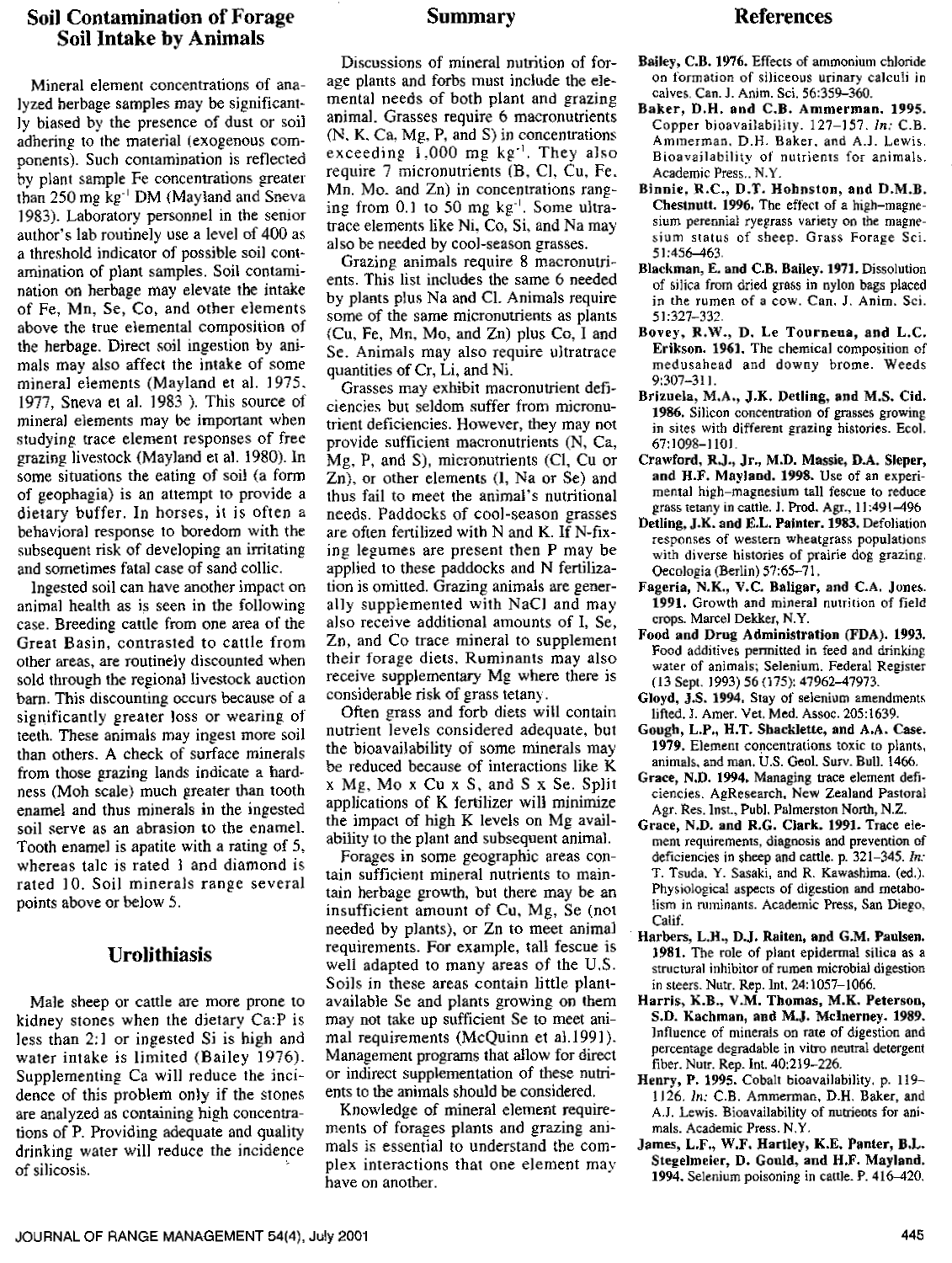## Soil Contamination of Forage Soil Intake by Animals

Mineral element concentrations of analyzed herbage samples may be significantly biased by the presence of dust or soil adhering to the material (exogenous components). Such contamination is reflected by plant sample Fe concentrations greater than 250 mg $kg^{-1}$ DM (Mayland and Sneva 1983). Laboratory personnel in the senior author's lab routinely use a level of 400 as a threshold indicator of possible soil contamination of plant samples. Soil contamination on herbage may elevate the intake of Fe, Mn, Se, Co, and other elements above the true elemental composition of the herbage. Direct soil ingestion by animals may also affect the intake of some mineral elements (Mayland et al. 1975, 1977, Sneva et al. 1983 ). This source of mineral elements may be important when studying trace element responses of free grazing livestock (Mayland et al. 1980). In some situations the eating of soil (a form of geophagia) is an attempt to provide a dietary buffer. In horses, it is often a behavioral response to boredom with the subsequent risk of developing an irritating and sometimes fatal case of sand collic.

Ingested soil can have another impact on animal health as is seen in the following case. Breeding cattle from one area of the Great Basin, contrasted to cattle from other areas, are routinely discounted when sold through the regional livestock auction barn. This discounting occurs because of a significantly greater loss or wearing of teeth. These animals may ingest more soil than others. A check of surface minerals from those grazing lands indicate a hardness (Moh scale) much greater than tooth enamel and thus minerals in the ingested soil serve as an abrasion to the enamel. Tooth enamel is apatite with a rating of 5, whereas talc is rated 1 and diamond is rated 10. Soil minerals range several points above or below 5.

## Urolithiasis

Male sheep or cattle are more prone to kidney stones when the dietary Ca:P is less than 2:1 or ingested Si is high and water intake is limited (Bailey 1976). Supplementing Ca will reduce the incidence of this problem only if the stones are analyzed as containing high concentrations of P. Providing adequate and quality drinking water will reduce the incidence of silicosis.

## Summary

Discussions of mineral nutrition of forage plants and forbs must include the elemental needs of both plant and grazing animal. Grasses require 6 macronutrients (N, K, Ca, Mg, P, and S) in concentrations exceeding 1,000 mg $kg^{-1}$. They also require 7 micronutrients (B, Cl, Cu, Fe, Mn, Mo, and Zn) in concentrations ranging from 0.1 to 50 mg $kg^{-1}$. Some ultratrace elements like Ni, Co, Si, and Na may also be needed by cool-season grasses.

Grazing animals require 8 macronutrients. This list includes the same 6 needed by plants plus Na and Cl. Animals require some of the same micronutrients as plants (Cu, Fe, Mn, Mo, and Zn) plus Co, I and Se. Animals may also require ultratrace quantities of Cr, Li, and Ni.

Grasses may exhibit macronutrient deficiencies but seldom suffer from micronutrient deficiencies. However, they may not provide sufficient macronutrients (N, Ca, Mg, P, and S), micronutrients (Cl, Cu or Zn), or other elements (I, Na or Se) and thus fail to meet the animal's nutritional needs. Paddocks of cool-season grasses are often fertilized with N and K. If N-fixing legumes are present then P may be applied to these paddocks and N fertilization is omitted. Grazing animals are generally supplemented with NaCl and may also receive additional amounts of I, Se, Zn, and Co trace mineral to supplement their forage diets. Ruminants may also receive supplementary Mg where there is considerable risk of grass tetany.

Often grass and forb diets will contain nutrient levels considered adequate, but the bioavailability of some minerals may be reduced because of interactions like K x Mg, Mo x Cu x S, and S x Se. Split applications of K fertilizer will minimize the impact of high K levels on Mg availability to the plant and subsequent animal.

Forages in some geographic areas contain sufficient mineral nutrients to maintain herbage growth, but there may be an insufficient amount of Cu, Mg, Se (not needed by plants), or Zn to meet animal requirements. For example, tall fescue is well adapted to many areas of the U.S. Soils in these areas contain little plant-available Se and plants growing on them may not take up sufficient Se to meet animal requirements (McQuinn et al.1991). Management programs that allow for direct or indirect supplementation of these nutrients to the animals should be considered.

Knowledge of mineral element requirements of forages plants and grazing animals is essential to understand the complex interactions that one element may have on another.

## References

**Bailey, C.B. 1976.** Effects of ammonium chloride on formation of siliceous urinary calculi in calves. Can. J. Anim. Sci. 56:359–360.

**Baker, D.H. and C.B. Ammerman. 1995.** Copper bioavailability. 127–157. *In:* C.B. Ammerman, D.H. Baker, and A.J. Lewis. Bioavailability of nutrients for animals. Academic Press., N.Y.

**Binnie, R.C., D.T. Hohnston, and D.M.B. Chestnutt. 1996.** The effect of a high-magnesium perennial ryegrass variety on the magnesium status of sheep. Grass Forage Sci. 51:456–463.

**Blackman, E. and C.B. Bailey. 1971.** Dissolution of silica from dried grass in nylon bags placed in the rumen of a cow. Can. J. Anim. Sci. 51:327–332.

**Bovey, R.W., D. Le Tourneua, and L.C. Erikson. 1961.** The chemical composition of medusahead and downy brome. Weeds 9:307–311.

**Brizuela, M.A., J.K. Detling, and M.S. Cid. 1986.** Silicon concentration of grasses growing in sites with different grazing histories. Ecol. 67:1098–1101.

**Crawford, R.J., Jr., M.D. Massie, D.A. Sleper, and H.F. Mayland. 1998.** Use of an experimental high-magnesium tall fescue to reduce grass tetany in cattle. J. Prod. Agr., 11:491–496

**Detling, J.K. and E.L. Painter. 1983.** Defoliation responses of western wheatgrass populations with diverse histories of prairie dog grazing. Oecologia (Berlin) 57:65–71.

**Fageria, N.K., V.C. Baligar, and C.A. Jones. 1991.** Growth and mineral nutrition of field crops. Marcel Dekker, N.Y.

**Food and Drug Administration (FDA). 1993.** Food additives permitted in feed and drinking water of animals; Selenium. Federal Register (13 Sept. 1993) 56 (175): 47962–47973.

**Gloyd, J.S. 1994.** Stay of selenium amendments lifted. J. Amer. Vet. Med. Assoc. 205:1639.

**Gough, L.P., H.T. Shacklette, and A.A. Case. 1979.** Element concentrations toxic to plants, animals, and man. U.S. Geol. Surv. Bull. 1466.

**Grace, N.D. 1994.** Managing trace element deficiencies. AgResearch, New Zealand Pastoral Agr. Res. Inst., Publ. Palmerston North, N.Z.

**Grace, N.D. and R.G. Clark. 1991.** Trace element requirements, diagnosis and prevention of deficiencies in sheep and cattle. p. 321–345. *In:* T. Tsuda, Y. Sasaki, and R. Kawashima. (ed.). Physiological aspects of digestion and metabolism in ruminants. Academic Press, San Diego, Calif.

**Harbers, L.H., D.J. Raiten, and G.M. Paulsen. 1981.** The role of plant epidermal silica as a structural inhibitor of rumen microbial digestion in steers. Nutr. Rep. Int. 24:1057–1066.

**Harris, K.B., V.M. Thomas, M.K. Peterson, S.D. Kachman, and M.J. McInerney. 1989.** Influence of minerals on rate of digestion and percentage degradable in vitro neutral detergent fiber. Nutr. Rep. Int. 40:219–226.

**Henry, P. 1995.** Cobalt bioavailability. p. 119–1126. *In:* C.B. Ammerman, D.H. Baker, and A.J. Lewis. Bioavailability of nutrients for animals. Academic Press. N.Y.

**James, L.F., W.F. Hartley, K.E. Panter, B.L. Stegelmeier, D. Gould, and H.F. Mayland. 1994.** Selenium poisoning in cattle. P. 416–420.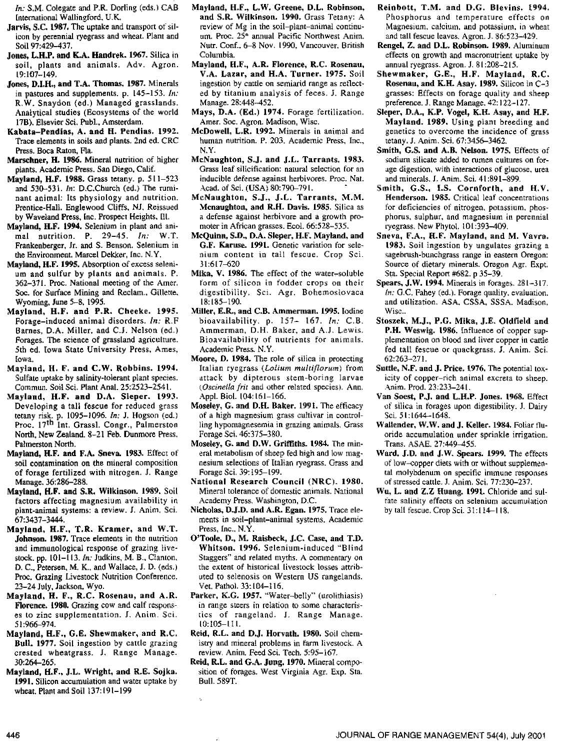*In:* S.M. Colegate and P.R. Dorling (eds.) CAB International Wallingford, U.K.

**Jarvis, S.C. 1987.** The uptake and transport of silicon by perennial ryegrass and wheat. Plant and Soil 97:429–437.

**Jones, L.H.P. and K.A. Handrek. 1967.** Silica in soil, plants and animals. Adv. Agron. 19:107–149.

**Jones, D.I.H., and T.A. Thomas. 1987.** Minerals in pastures and supplements. p. 145–153. *In:* R.W. Snaydon (ed.) Managed grasslands. Analytical studies (Ecosystems of the world 17B). Elsevier Sci. Publ., Amsterdam.

**Kabata-Pendias, A. and H. Pendias. 1992.** Trace elements in soils and plants. 2nd ed. CRC Press. Boca Raton, Fla.

**Marschner, H. 1986.** Mineral nutrition of higher plants. Academic Press. San Diego, Calif.

**Mayland, H.F. 1988.** Grass tetany. p. 511–523 and 530–531. *In:* D.C.Church (ed.) The ruminant animal: Its physiology and nutrition. Prentice-Hall. Englewood Cliffs, NJ. Reissued by Waveland Press, Inc. Prospect Heights, Ill.

**Mayland, H.F. 1994.** Selenium in plant and animal nutrition. P. 29–45. *In:* W.T. Frankenberger, Jr. and S. Benson. Selenium in the Environment. Marcel Dekker, Inc. N.Y.

**Mayland, H.F. 1995.** Absorption of excess selenium and sulfur by plants and animals. P. 362–371. Proc. National meeting of the Amer. Soc. for Surface Mining and Reclam., Gillette, Wyoming, June 5–8, 1995.

**Mayland, H.F. and P.R. Cheeke. 1995.** Forage-induced animal disorders. *In:* R.F Barnes, D.A. Miller, and C.J. Nelson (ed.) Forages. The science of grassland agriculture. 5th ed. Iowa State University Press, Ames, Iowa.

**Mayland, H. F. and C.W. Robbins. 1994.** Sulfate uptake by salinity-tolerant plant species. Commun. Soil Sci. Plant Anal. 25:2523–2541.

**Mayland, H.F. and D.A. Sleper. 1993.** Developing a tall fescue for reduced grass tetany risk. p. 1095–1096. *In:* J. Hogson (ed.) Proc. 17th Int. Grassl. Congr., Palmerston North, New Zealand. 8–21 Feb. Dunmore Press, Palmerston North.

**Mayland, H.F. and F.A. Sneva. 1983.** Effect of soil contamination on the mineral composition of forage fertilized with nitrogen. J. Range Manage. 36:286–288.

**Mayland, H.F. and S.R. Wilkinson. 1989.** Soil factors affecting magnesium availability in plant-animal systems: a review. J. Anim. Sci. 67:3437–3444.

**Mayland, H.F., T.R. Kramer, and W.T. Johnson. 1987.** Trace elements in the nutrition and immunological response of grazing livestock. pp. 101–113. *In:* Judkins, M. B., Clanton, D. C., Petersen, M. K., and Wallace, J. D. (eds.) Proc. Grazing Livestock Nutrition Conference. 23–24 July, Jackson, Wyo.

**Mayland, H. F., R.C. Rosenau, and A.R. Florence. 1980.** Grazing cow and calf responses to zinc supplementation. J. Anim. Sci. 51:966–974.

**Mayland, H.F., G.E. Shewmaker, and R.C. Bull. 1977.** Soil ingestion by cattle grazing crested wheatgrass. J. Range Manage. 30:264–265.

**Mayland, H.F., J.L. Wright, and R.E. Sojka. 1991.** Silicon accumulation and water uptake by wheat. Plant and Soil 137:191–199

**Mayland, H.F., L.W. Greene, D.L. Robinson, and S.R. Wilkinson. 1990.** Grass Tetany: A review of Mg in the soil–plant–animal continuum. Proc. 25th annual Pacific Northwest Anim. Nutr. Conf., 6–8 Nov. 1990, Vancouver, British Columbia.

**Mayland, H.F., A.R. Florence, R.C. Rosenau, V.A. Lazar, and H.A. Turner. 1975.** Soil ingestion by cattle on semiarid range as reflected by titanium analysis of feces. J. Range Manage. 28:448–452.

**Mays, D.A. (Ed.) 1974.** Forage fertilization. Amer. Soc. Agron. Madison, Wisc.

**McDowell, L.R. 1992.** Minerals in animal and human nutrition. P. 203. Academic Press, Inc., N.Y.

**McNaughton, S.J. and J.L. Tarrants. 1983.** Grass leaf silicification: natural selection for an inducible defense against herbivores. Proc. Nat. Acad. of Sci. (USA) 80:790–791.

**McNaughton, S.J., J.L. Tarrants, M.M. Mcnaughton, and R.H. Davis. 1985.** Silica as a defense against herbivore and a growth promoter in African grasses. Ecol. 66:528–535.

**McQuinn, S.D., D.A. Sleper, H.F. Mayland, and G.F. Karuse. 1991.** Genetic variation for selenium content in tall fescue. Crop Sci. 31:617–620

**Mika, V. 1986.** The effect of the water-soluble form of silicon in fodder crops on their digestibility. Sci. Agr. Bohemoslovaca 18:185–190.

**Miller, E.R., and C.B. Ammerman. 1995.** Iodine bioavailability. p. 157– 167. *In:* C.B. Ammerman, D.H. Baker, and A.J. Lewis. Bioavailability of nutrients for animals. Academic Press. N.Y.

**Moore, D. 1984.** The role of silica in protecting Italian ryegrass (*Lolium multiflorum*) from attack by dipterous stem-boring larvae (*Oscinella frit* and other related species). Ann. Appl. Biol. 104:161–166.

**Moseley, G. and D.H. Baker. 1991.** The efficacy of a high magnesium grass cultivar in controlling hypomagnesemia in grazing animals. Grass Forage Sci. 46:375–380.

**Moseley, G. and D.W. Griffiths. 1984.** The mineral metabolism of sheep fed high and low magnesium selections of Italian ryegrass. Grass and Forage Sci. 39:195–199.

**National Research Council (NRC). 1980.** Mineral tolerance of domestic animals. National Academy Press. Washington, D.C.

**Nicholas, D.J.D. and A.R. Egan. 1975.** Trace elements in soil–plant–animal systems. Academic Press, Inc., N.Y.

**O'Toole, D., M. Raisbeck, J.C. Case, and T.D. Whitson. 1996.** Selenium-induced "Blind Staggers" and related myths. A commentary on the extent of historical livestock losses attributed to selenosis on Western US rangelands. Vet. Pathol. 33:104–116.

**Parker, K.G. 1957.** "Water-belly" (urolithiasis) in range steers in relation to some characteristics of rangeland. J. Range Manage. 10:105–111.

**Reid, R.L. and D.J. Horvath. 1980.** Soil chemistry and mineral problems in farm livestock. A review. Anim. Feed Sci. Tech. 5:95–167.

**Reid, R.L. and G.A. Jung. 1970.** Mineral composition of forages. West Virginia Agr. Exp. Sta. Bull. 589T.

**Reinbott, T.M. and D.G. Blevins. 1994.** Phosphorus and temperature effects on Magnesium, calcium, and potassium, in wheat and tall fescue leaves. Agron. J. 86:523–429.

**Rengel, Z. and D.L. Robinson. 1989.** Aluminum effects on growth and macronutrient uptake by annual ryegrass. Agron. J. 81:208–215.

**Shewmaker, G.E., H.F. Mayland, R.C. Rosenau, and K.H. Asay. 1989.** Silicon in C-3 grasses: Effects on forage quality and sheep preference. J. Range Manage. 42:122–127.

**Sleper, D.A., K.P. Vogel, K.H. Asay, and H.F. Mayland. 1989.** Using plant breeding and genetics to overcome the incidence of grass tetany. J. Anim. Sci. 67:3456–3462.

**Smith, G.S. and A.B. Nelson. 1975.** Effects of sodium silicate added to rumen cultures on forage digestion, with interactions of glucose, urea and minerals. J. Anim. Sci. 41:891–899.

**Smith, G.S., I.S. Cornforth, and H.V. Henderson. 1985.** Critical leaf concentrations for deficiencies of nitrogen, potassium, phosphorus, sulphur, and magnesium in perennial ryegrass. New Phytol. 101:393–409.

**Sneva, F.A., H.F. Mayland, and M. Vavra. 1983.** Soil ingestion by ungulates grazing a sagebrush-bunchgrass range in eastern Oregon: Source of dietary minerals. Oregon Agr. Expt. Sta. Special Report #682. p 35–39.

**Spears, J.W. 1994.** Minerals in forages. 281–317. *In:* G.C. Fahey (ed.). Forage quality, evaluation, and utilization. ASA, CSSA, SSSA. Madison, Wisc..

**Stoszek, M.J., P.G. Mika, J.E. Oldfield and P.H. Weswig. 1986.** Influence of copper supplementation on blood and liver copper in cattle fed tall fescue or quackgrass. J. Anim. Sci. 62:263–271.

**Suttle, N.F. and J. Price. 1976.** The potential toxicity of copper-rich animal excreta to sheep. Anim. Prod. 23:233–241.

**Van Soest, P.J. and L.H.P. Jones. 1968.** Effect of silica in forages upon digestibility. J. Dairy Sci. 51:1644–1648.

**Wallender, W.W. and J. Keller. 1984.** Foliar fluoride accumulation under sprinkle irrigation. Trans. ASAE. 27:449–455.

**Ward, J.D. and J.W. Spears. 1999.** The effects of low-copper diets with or without supplemental molybdenum on specific immune responses of stressed cattle. J. Anim. Sci. 77:230–237.

**Wu, L. and Z.Z Huang. 1991.** Chloride and sulfate salinity effects on selenium accumulation by tall fescue. Crop Sci. 31:114–118.